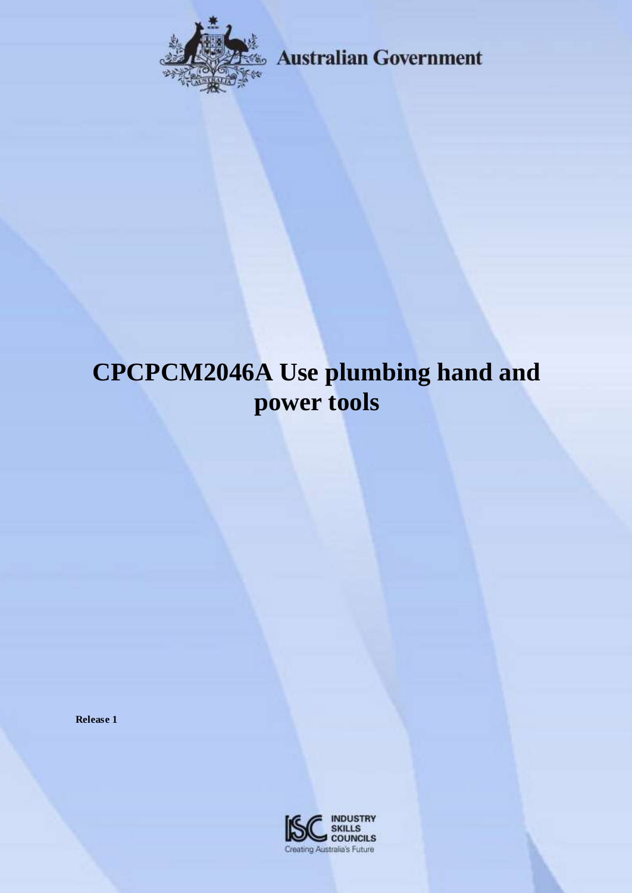Australian Government

# CPCPCM2046A Use plumbing hand and power tools

**Release 1**

INDUSTRY SKILLS COUNCILS
Creating Australia's Future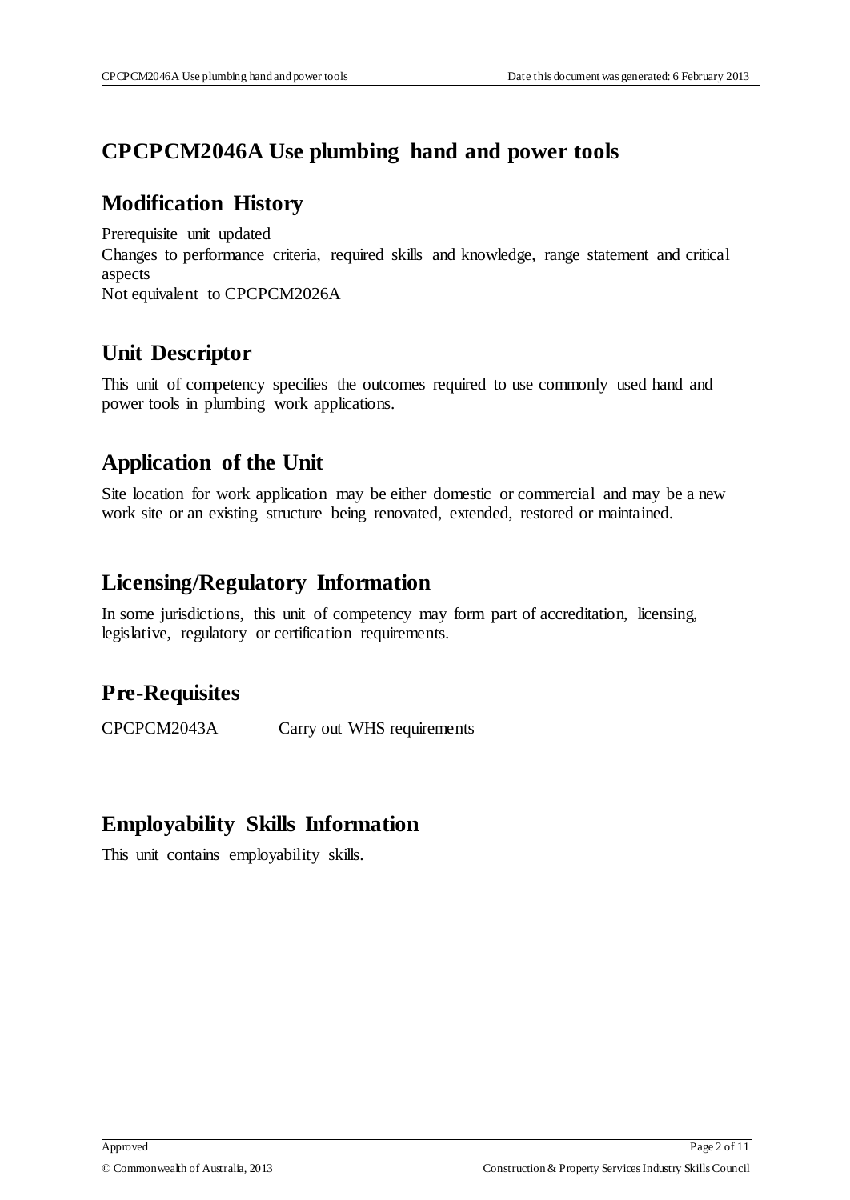# CPCPCM2046A Use plumbing hand and power tools

## Modification History

Prerequisite unit updated
Changes to performance criteria, required skills and knowledge, range statement and critical aspects
Not equivalent to CPCPCM2026A

## Unit Descriptor

This unit of competency specifies the outcomes required to use commonly used hand and power tools in plumbing work applications.

## Application of the Unit

Site location for work application may be either domestic or commercial and may be a new work site or an existing structure being renovated, extended, restored or maintained.

## Licensing/Regulatory Information

In some jurisdictions, this unit of competency may form part of accreditation, licensing, legislative, regulatory or certification requirements.

## Pre-Requisites

| | |
|---|---|
| CPCPCM2043A | Carry out WHS requirements |

## Employability Skills Information

This unit contains employability skills.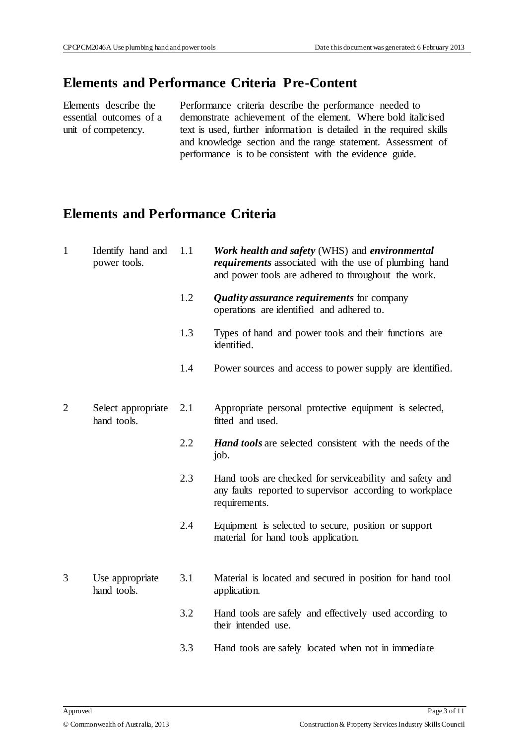## Elements and Performance Criteria Pre-Content

| | |
|---|---|
| Elements describe the essential outcomes of a unit of competency. | Performance criteria describe the performance needed to demonstrate achievement of the element. Where bold italicised text is used, further information is detailed in the required skills and knowledge section and the range statement. Assessment of performance is to be consistent with the evidence guide. |

## Elements and Performance Criteria

| | | | |
|---|---|---|---|
| 1 | Identify hand and power tools. | 1.1 | ***Work health and safety*** (WHS) and ***environmental requirements*** associated with the use of plumbing hand and power tools are adhered to throughout the work. |
| | | 1.2 | ***Quality assurance requirements*** for company operations are identified and adhered to. |
| | | 1.3 | Types of hand and power tools and their functions are identified. |
| | | 1.4 | Power sources and access to power supply are identified. |
| 2 | Select appropriate hand tools. | 2.1 | Appropriate personal protective equipment is selected, fitted and used. |
| | | 2.2 | ***Hand tools*** are selected consistent with the needs of the job. |
| | | 2.3 | Hand tools are checked for serviceability and safety and any faults reported to supervisor according to workplace requirements. |
| | | 2.4 | Equipment is selected to secure, position or support material for hand tools application. |
| 3 | Use appropriate hand tools. | 3.1 | Material is located and secured in position for hand tool application. |
| | | 3.2 | Hand tools are safely and effectively used according to their intended use. |
| | | 3.3 | Hand tools are safely located when not in immediate |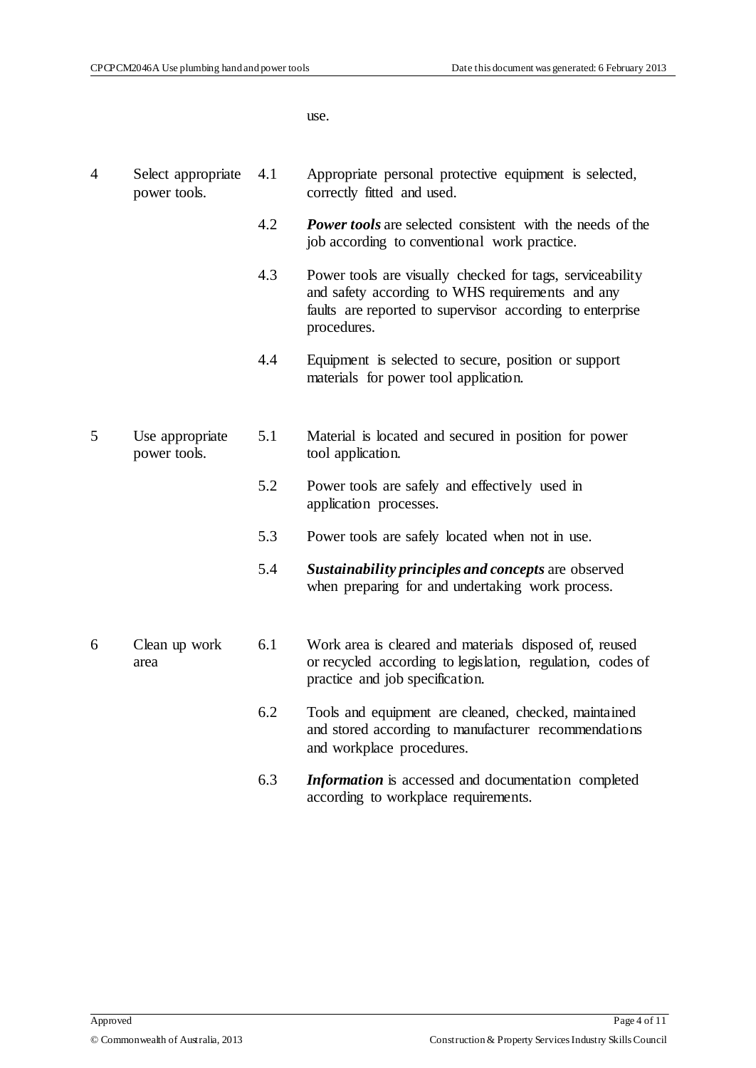use.

| | | | |
|---|---|---|---|
| 4 | Select appropriate power tools. | 4.1 | Appropriate personal protective equipment is selected, correctly fitted and used. |
| | | 4.2 | ***Power tools*** are selected consistent with the needs of the job according to conventional work practice. |
| | | 4.3 | Power tools are visually checked for tags, serviceability and safety according to WHS requirements and any faults are reported to supervisor according to enterprise procedures. |
| | | 4.4 | Equipment is selected to secure, position or support materials for power tool application. |
| 5 | Use appropriate power tools. | 5.1 | Material is located and secured in position for power tool application. |
| | | 5.2 | Power tools are safely and effectively used in application processes. |
| | | 5.3 | Power tools are safely located when not in use. |
| | | 5.4 | ***Sustainability principles and concepts*** are observed when preparing for and undertaking work process. |
| 6 | Clean up work area | 6.1 | Work area is cleared and materials disposed of, reused or recycled according to legislation, regulation, codes of practice and job specification. |
| | | 6.2 | Tools and equipment are cleaned, checked, maintained and stored according to manufacturer recommendations and workplace procedures. |
| | | 6.3 | ***Information*** is accessed and documentation completed according to workplace requirements. |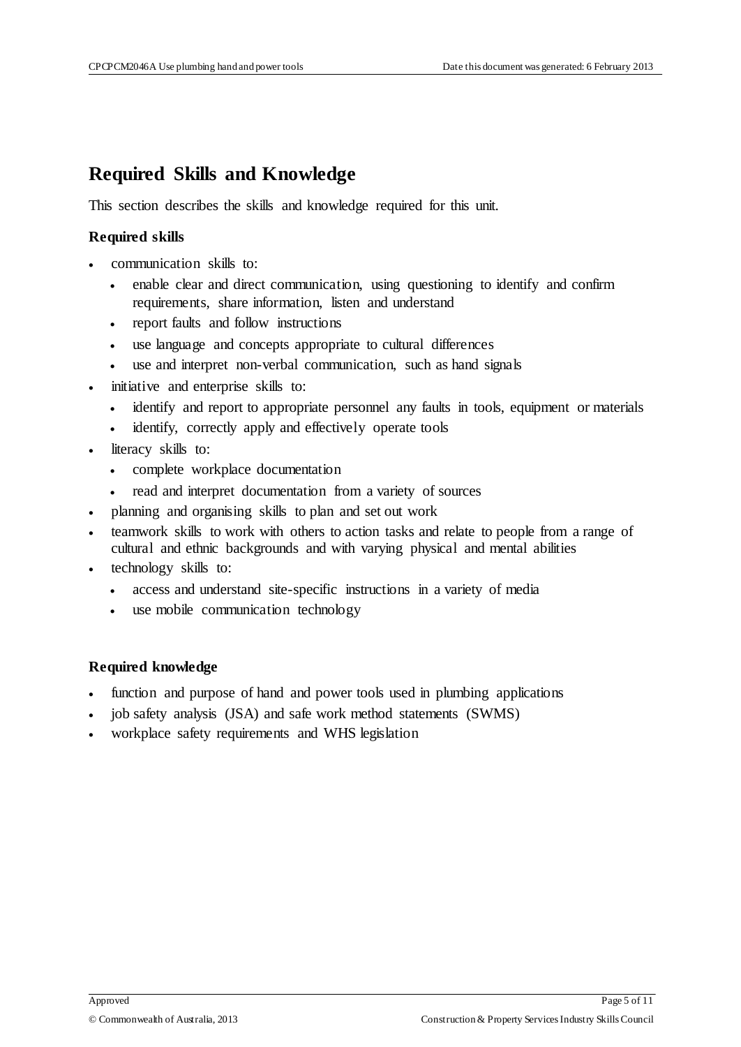## Required Skills and Knowledge

This section describes the skills and knowledge required for this unit.

### Required skills

- communication skills to:
  - enable clear and direct communication, using questioning to identify and confirm requirements, share information, listen and understand
  - report faults and follow instructions
  - use language and concepts appropriate to cultural differences
  - use and interpret non-verbal communication, such as hand signals
- initiative and enterprise skills to:
  - identify and report to appropriate personnel any faults in tools, equipment or materials
  - identify, correctly apply and effectively operate tools
- literacy skills to:
  - complete workplace documentation
  - read and interpret documentation from a variety of sources
- planning and organising skills to plan and set out work
- teamwork skills to work with others to action tasks and relate to people from a range of cultural and ethnic backgrounds and with varying physical and mental abilities
- technology skills to:
  - access and understand site-specific instructions in a variety of media
  - use mobile communication technology

### Required knowledge

- function and purpose of hand and power tools used in plumbing applications
- job safety analysis (JSA) and safe work method statements (SWMS)
- workplace safety requirements and WHS legislation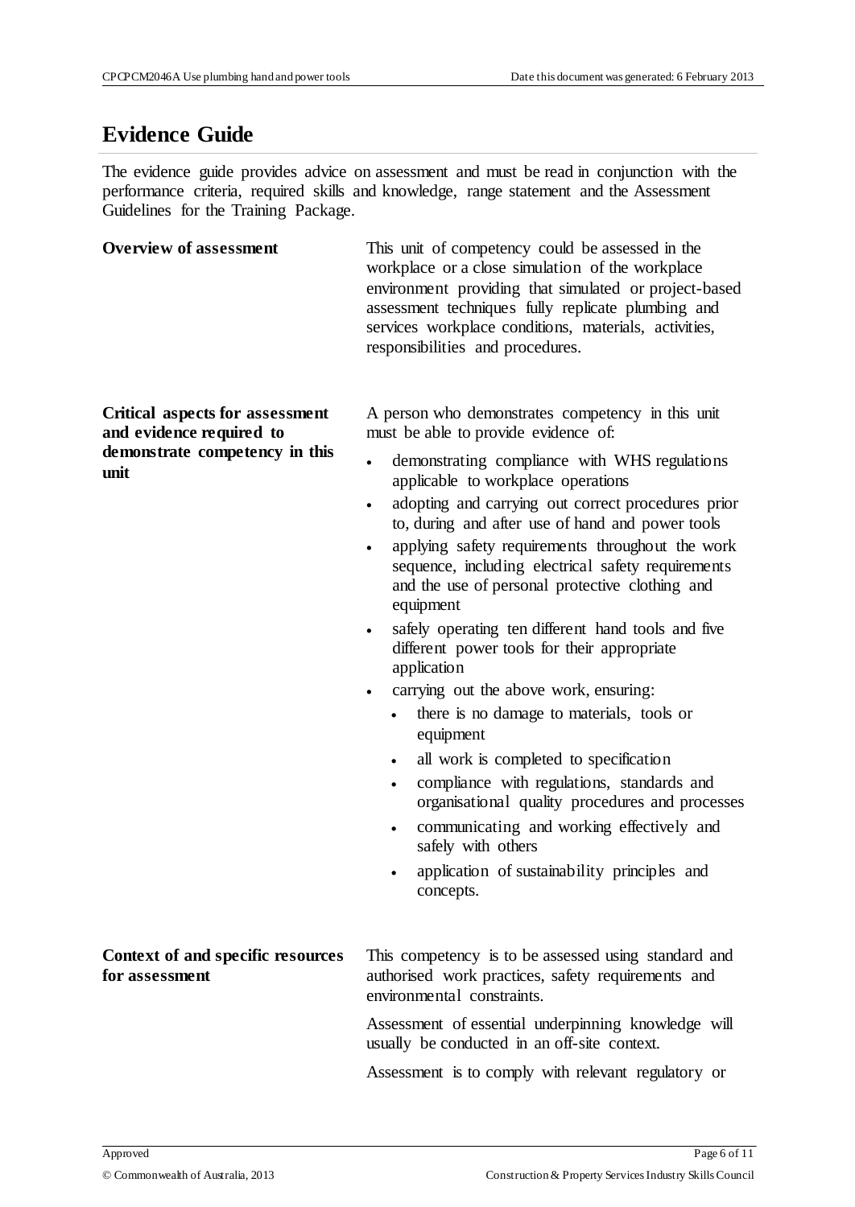## Evidence Guide

The evidence guide provides advice on assessment and must be read in conjunction with the performance criteria, required skills and knowledge, range statement and the Assessment Guidelines for the Training Package.

**Overview of assessment**

This unit of competency could be assessed in the workplace or a close simulation of the workplace environment providing that simulated or project-based assessment techniques fully replicate plumbing and services workplace conditions, materials, activities, responsibilities and procedures.

**Critical aspects for assessment and evidence required to demonstrate competency in this unit**

A person who demonstrates competency in this unit must be able to provide evidence of:

- demonstrating compliance with WHS regulations applicable to workplace operations
- adopting and carrying out correct procedures prior to, during and after use of hand and power tools
- applying safety requirements throughout the work sequence, including electrical safety requirements and the use of personal protective clothing and equipment
- safely operating ten different hand tools and five different power tools for their appropriate application
- carrying out the above work, ensuring:
  - there is no damage to materials, tools or equipment
  - all work is completed to specification
  - compliance with regulations, standards and organisational quality procedures and processes
  - communicating and working effectively and safely with others
  - application of sustainability principles and concepts.

**Context of and specific resources for assessment**

This competency is to be assessed using standard and authorised work practices, safety requirements and environmental constraints.

Assessment of essential underpinning knowledge will usually be conducted in an off-site context.

Assessment is to comply with relevant regulatory or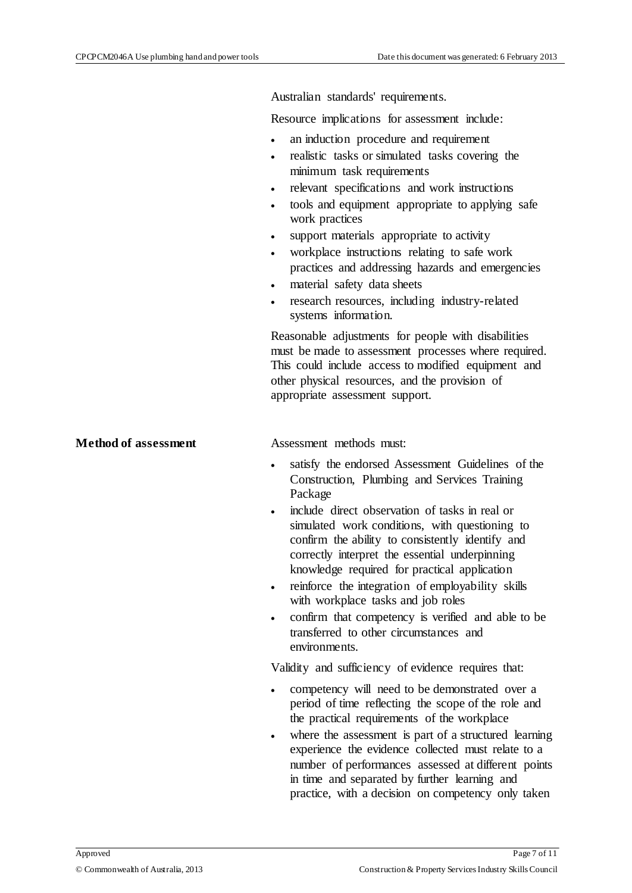Australian standards' requirements.

Resource implications for assessment include:

- an induction procedure and requirement
- realistic tasks or simulated tasks covering the minimum task requirements
- relevant specifications and work instructions
- tools and equipment appropriate to applying safe work practices
- support materials appropriate to activity
- workplace instructions relating to safe work practices and addressing hazards and emergencies
- material safety data sheets
- research resources, including industry-related systems information.

Reasonable adjustments for people with disabilities must be made to assessment processes where required. This could include access to modified equipment and other physical resources, and the provision of appropriate assessment support.

**Method of assessment**

Assessment methods must:

- satisfy the endorsed Assessment Guidelines of the Construction, Plumbing and Services Training Package
- include direct observation of tasks in real or simulated work conditions, with questioning to confirm the ability to consistently identify and correctly interpret the essential underpinning knowledge required for practical application
- reinforce the integration of employability skills with workplace tasks and job roles
- confirm that competency is verified and able to be transferred to other circumstances and environments.

Validity and sufficiency of evidence requires that:

- competency will need to be demonstrated over a period of time reflecting the scope of the role and the practical requirements of the workplace
- where the assessment is part of a structured learning experience the evidence collected must relate to a number of performances assessed at different points in time and separated by further learning and practice, with a decision on competency only taken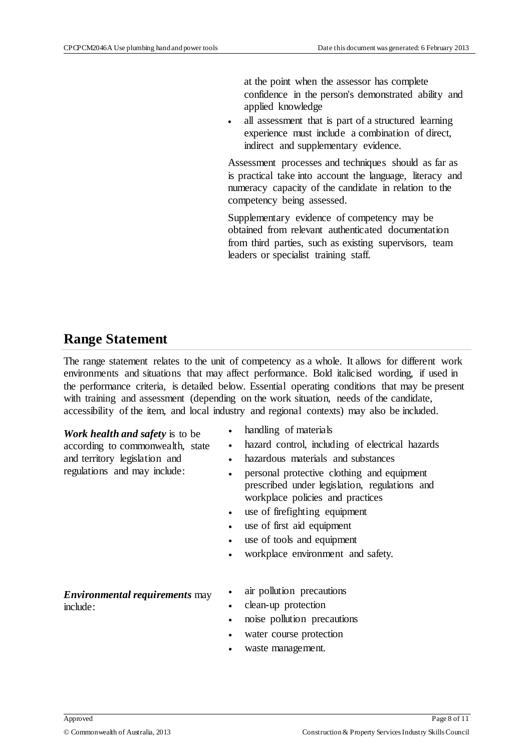at the point when the assessor has complete confidence in the person's demonstrated ability and applied knowledge

- all assessment that is part of a structured learning experience must include a combination of direct, indirect and supplementary evidence.

Assessment processes and techniques should as far as is practical take into account the language, literacy and numeracy capacity of the candidate in relation to the competency being assessed.

Supplementary evidence of competency may be obtained from relevant authenticated documentation from third parties, such as existing supervisors, team leaders or specialist training staff.

## Range Statement

The range statement relates to the unit of competency as a whole. It allows for different work environments and situations that may affect performance. Bold italicised wording, if used in the performance criteria, is detailed below. Essential operating conditions that may be present with training and assessment (depending on the work situation, needs of the candidate, accessibility of the item, and local industry and regional contexts) may also be included.

***Work health and safety*** is to be according to commonwealth, state and territory legislation and regulations and may include:

- handling of materials
- hazard control, including of electrical hazards
- hazardous materials and substances
- personal protective clothing and equipment prescribed under legislation, regulations and workplace policies and practices
- use of firefighting equipment
- use of first aid equipment
- use of tools and equipment
- workplace environment and safety.

***Environmental requirements*** may include:

- air pollution precautions
- clean-up protection
- noise pollution precautions
- water course protection
- waste management.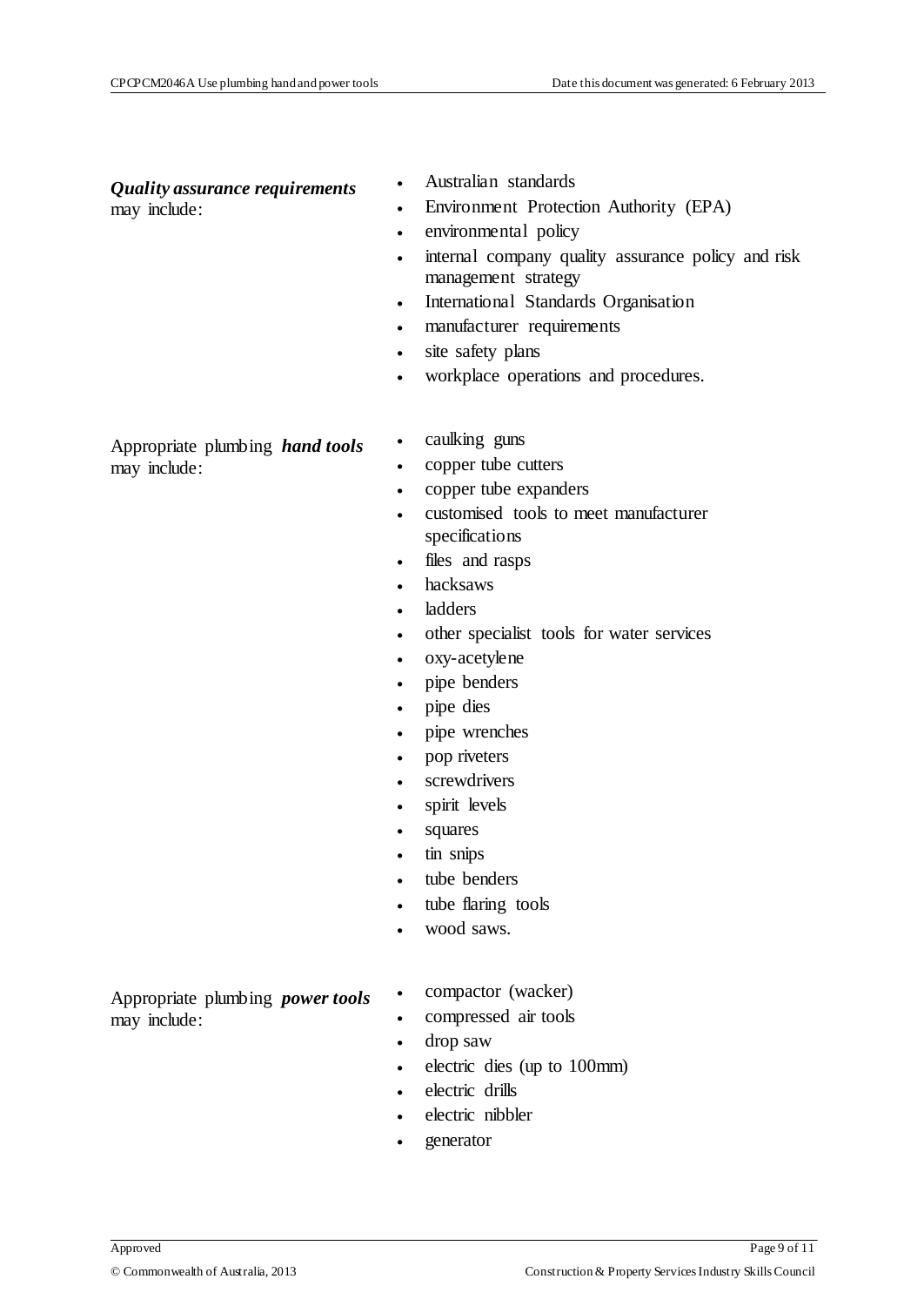***Quality assurance requirements*** may include:

- Australian standards
- Environment Protection Authority (EPA)
- environmental policy
- internal company quality assurance policy and risk management strategy
- International Standards Organisation
- manufacturer requirements
- site safety plans
- workplace operations and procedures.

Appropriate plumbing ***hand tools*** may include:

- caulking guns
- copper tube cutters
- copper tube expanders
- customised tools to meet manufacturer specifications
- files and rasps
- hacksaws
- ladders
- other specialist tools for water services
- oxy-acetylene
- pipe benders
- pipe dies
- pipe wrenches
- pop riveters
- screwdrivers
- spirit levels
- squares
- tin snips
- tube benders
- tube flaring tools
- wood saws.

Appropriate plumbing ***power tools*** may include:

- compactor (wacker)
- compressed air tools
- drop saw
- electric dies (up to 100mm)
- electric drills
- electric nibbler
- generator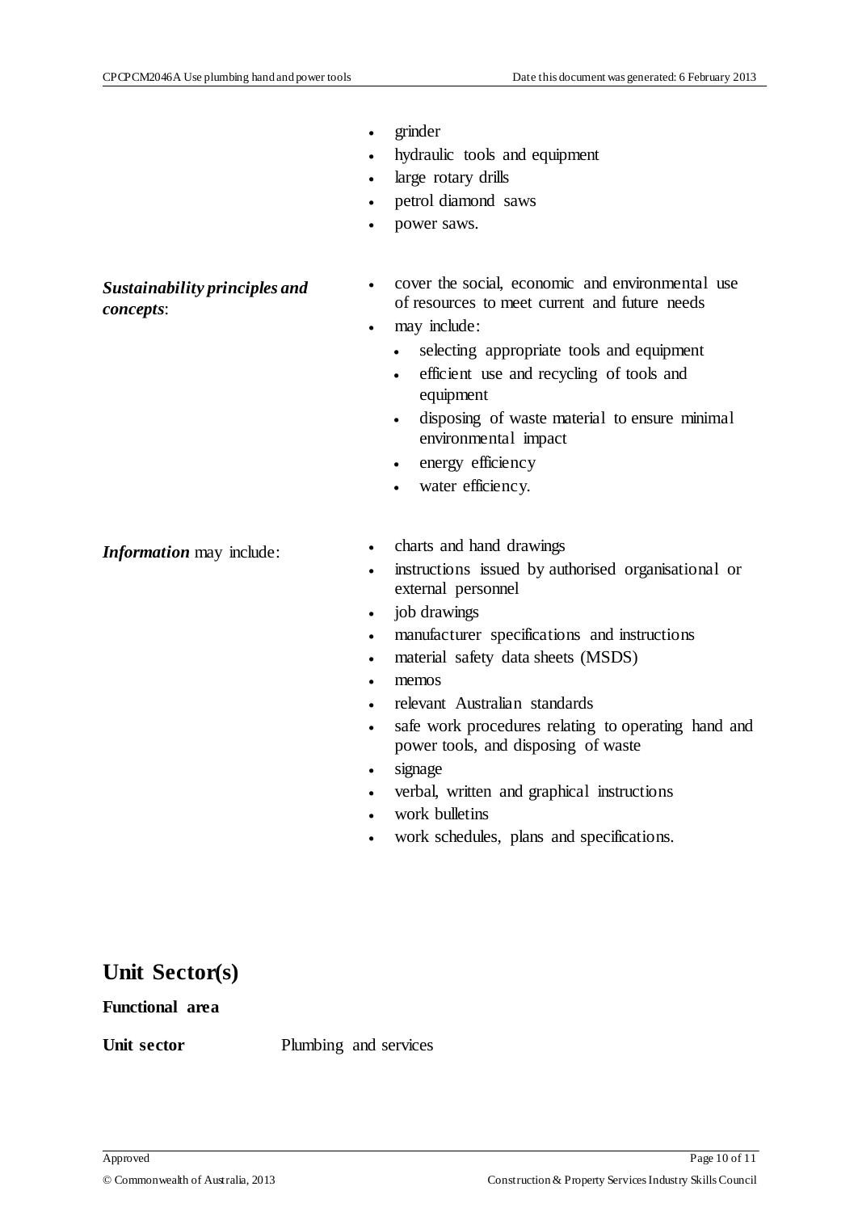- grinder
- hydraulic tools and equipment
- large rotary drills
- petrol diamond saws
- power saws.

| | |
|---|---|
| ***Sustainability principles and concepts***: | • cover the social, economic and environmental use of resources to meet current and future needs<br>• may include:<br>&nbsp;&nbsp;• selecting appropriate tools and equipment<br>&nbsp;&nbsp;• efficient use and recycling of tools and equipment<br>&nbsp;&nbsp;• disposing of waste material to ensure minimal environmental impact<br>&nbsp;&nbsp;• energy efficiency<br>&nbsp;&nbsp;• water efficiency. |
| ***Information*** may include: | • charts and hand drawings<br>• instructions issued by authorised organisational or external personnel<br>• job drawings<br>• manufacturer specifications and instructions<br>• material safety data sheets (MSDS)<br>• memos<br>• relevant Australian standards<br>• safe work procedures relating to operating hand and power tools, and disposing of waste<br>• signage<br>• verbal, written and graphical instructions<br>• work bulletins<br>• work schedules, plans and specifications. |

# Unit Sector(s)

**Functional area**

| | |
|---|---|
| **Unit sector** | Plumbing and services |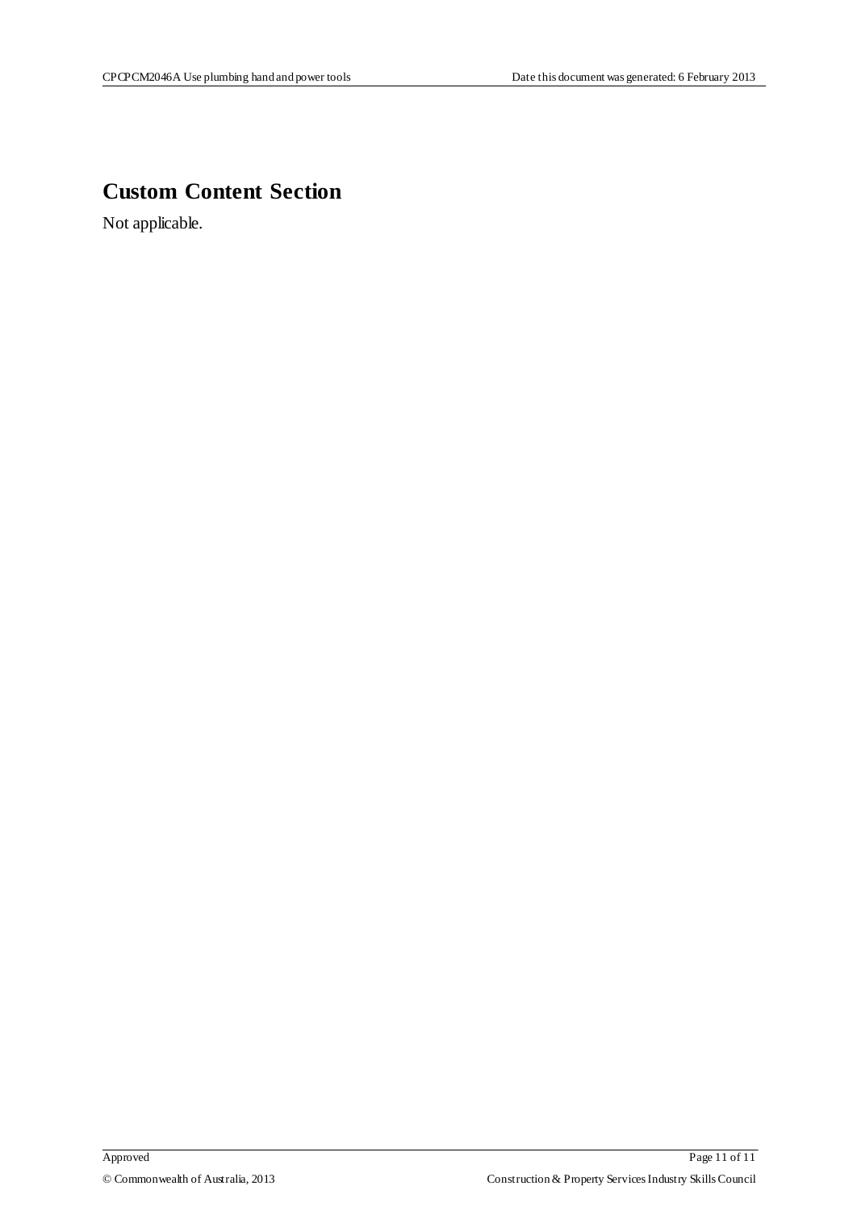# Custom Content Section

Not applicable.